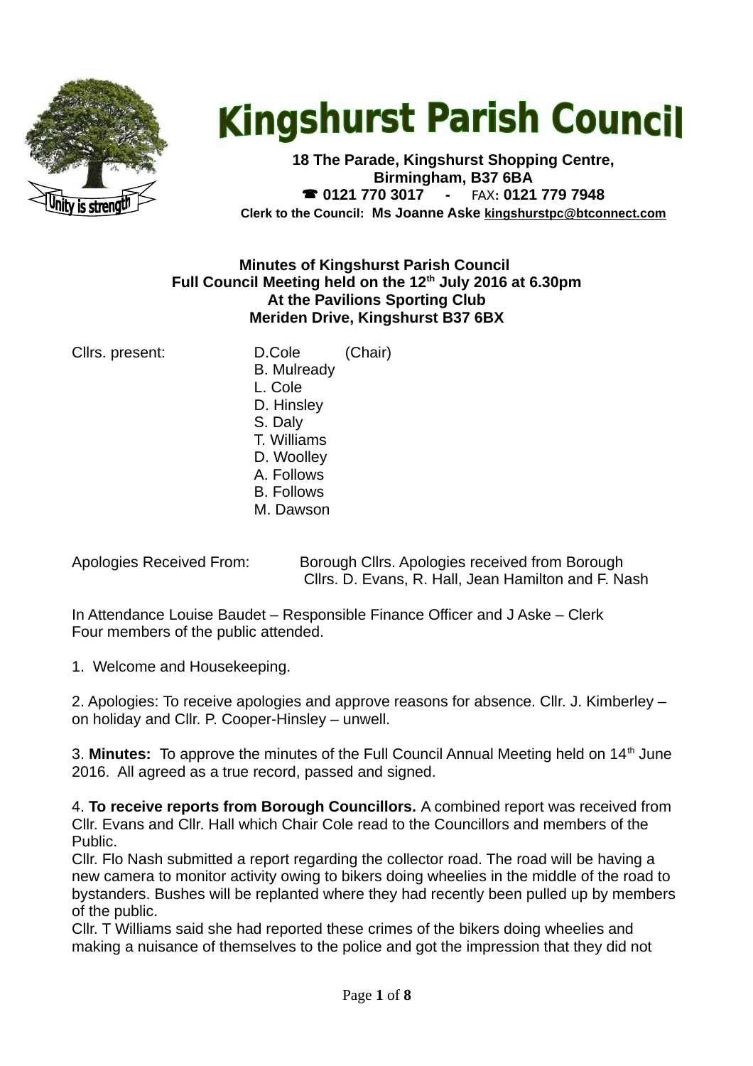# Kingshurst Parish Council

**18 The Parade, Kingshurst Shopping Centre, Birmingham, B37 6BA**
**☎ 0121 770 3017 - FAX: 0121 779 7948**
**Clerk to the Council: Ms Joanne Aske kingshurstpc@btconnect.com**

**Minutes of Kingshurst Parish Council**
**Full Council Meeting held on the 12th July 2016 at 6.30pm**
**At the Pavilions Sporting Club**
**Meriden Drive, Kingshurst B37 6BX**

Cllrs. present: D.Cole (Chair)
B. Mulready
L. Cole
D. Hinsley
S. Daly
T. Williams
D. Woolley
A. Follows
B. Follows
M. Dawson

Apologies Received From: Borough Cllrs. Apologies received from Borough Cllrs. D. Evans, R. Hall, Jean Hamilton and F. Nash

In Attendance Louise Baudet – Responsible Finance Officer and J Aske – Clerk
Four members of the public attended.

1. Welcome and Housekeeping.

2. Apologies: To receive apologies and approve reasons for absence. Cllr. J. Kimberley – on holiday and Cllr. P. Cooper-Hinsley – unwell.

3. **Minutes:** To approve the minutes of the Full Council Annual Meeting held on 14th June 2016. All agreed as a true record, passed and signed.

4. **To receive reports from Borough Councillors.** A combined report was received from Cllr. Evans and Cllr. Hall which Chair Cole read to the Councillors and members of the Public.
Cllr. Flo Nash submitted a report regarding the collector road. The road will be having a new camera to monitor activity owing to bikers doing wheelies in the middle of the road to bystanders. Bushes will be replanted where they had recently been pulled up by members of the public.
Cllr. T Williams said she had reported these crimes of the bikers doing wheelies and making a nuisance of themselves to the police and got the impression that they did not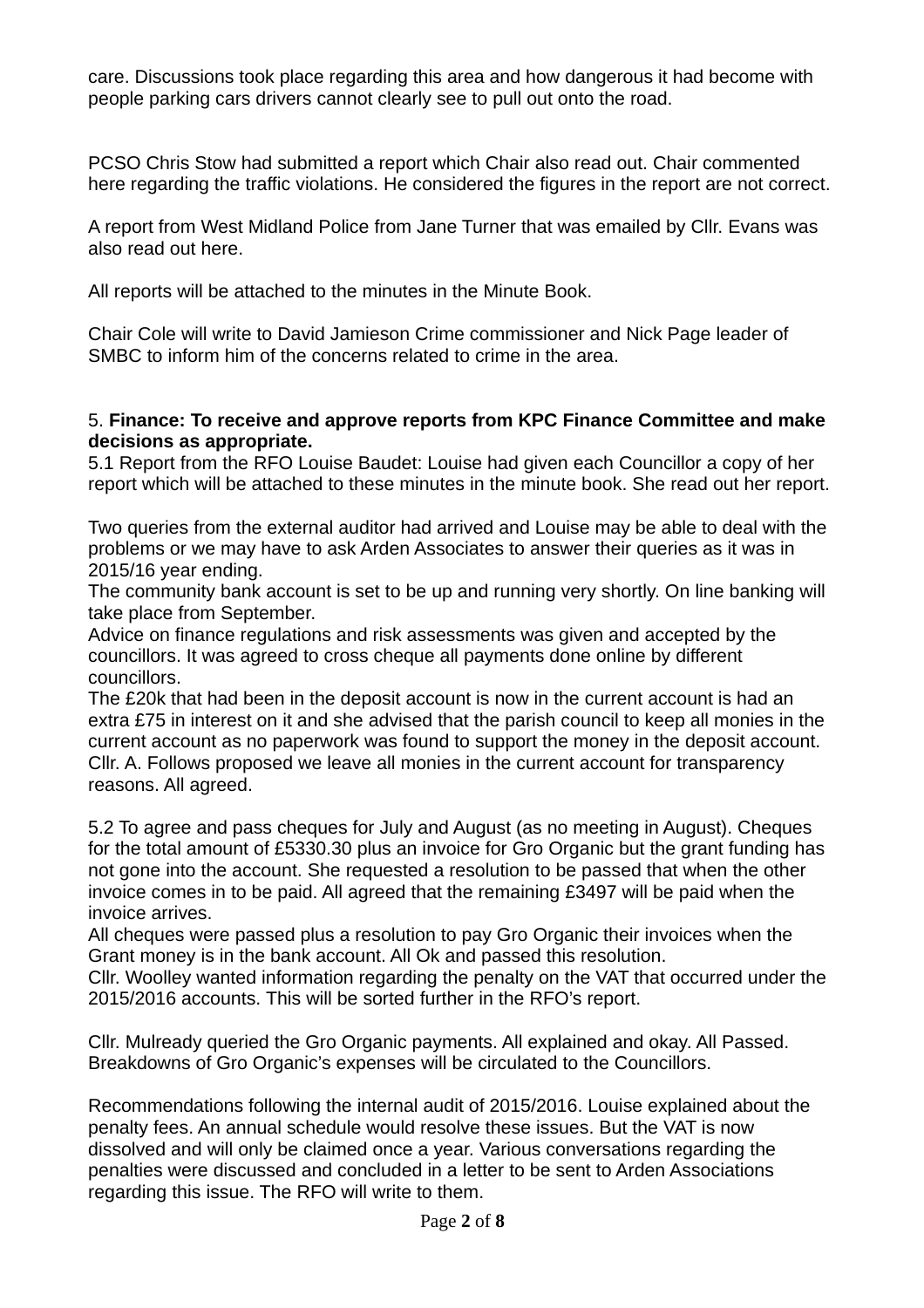care. Discussions took place regarding this area and how dangerous it had become with people parking cars drivers cannot clearly see to pull out onto the road.

PCSO Chris Stow had submitted a report which Chair also read out. Chair commented here regarding the traffic violations. He considered the figures in the report are not correct.

A report from West Midland Police from Jane Turner that was emailed by Cllr. Evans was also read out here.

All reports will be attached to the minutes in the Minute Book.

Chair Cole will write to David Jamieson Crime commissioner and Nick Page leader of SMBC to inform him of the concerns related to crime in the area.

5. **Finance: To receive and approve reports from KPC Finance Committee and make decisions as appropriate.**

5.1 Report from the RFO Louise Baudet: Louise had given each Councillor a copy of her report which will be attached to these minutes in the minute book. She read out her report.

Two queries from the external auditor had arrived and Louise may be able to deal with the problems or we may have to ask Arden Associates to answer their queries as it was in 2015/16 year ending.
The community bank account is set to be up and running very shortly. On line banking will take place from September.
Advice on finance regulations and risk assessments was given and accepted by the councillors. It was agreed to cross cheque all payments done online by different councillors.
The £20k that had been in the deposit account is now in the current account is had an extra £75 in interest on it and she advised that the parish council to keep all monies in the current account as no paperwork was found to support the money in the deposit account. Cllr. A. Follows proposed we leave all monies in the current account for transparency reasons. All agreed.

5.2 To agree and pass cheques for July and August (as no meeting in August). Cheques for the total amount of £5330.30 plus an invoice for Gro Organic but the grant funding has not gone into the account. She requested a resolution to be passed that when the other invoice comes in to be paid. All agreed that the remaining £3497 will be paid when the invoice arrives.
All cheques were passed plus a resolution to pay Gro Organic their invoices when the Grant money is in the bank account. All Ok and passed this resolution.
Cllr. Woolley wanted information regarding the penalty on the VAT that occurred under the 2015/2016 accounts. This will be sorted further in the RFO's report.

Cllr. Mulready queried the Gro Organic payments. All explained and okay. All Passed. Breakdowns of Gro Organic's expenses will be circulated to the Councillors.

Recommendations following the internal audit of 2015/2016. Louise explained about the penalty fees. An annual schedule would resolve these issues. But the VAT is now dissolved and will only be claimed once a year. Various conversations regarding the penalties were discussed and concluded in a letter to be sent to Arden Associations regarding this issue. The RFO will write to them.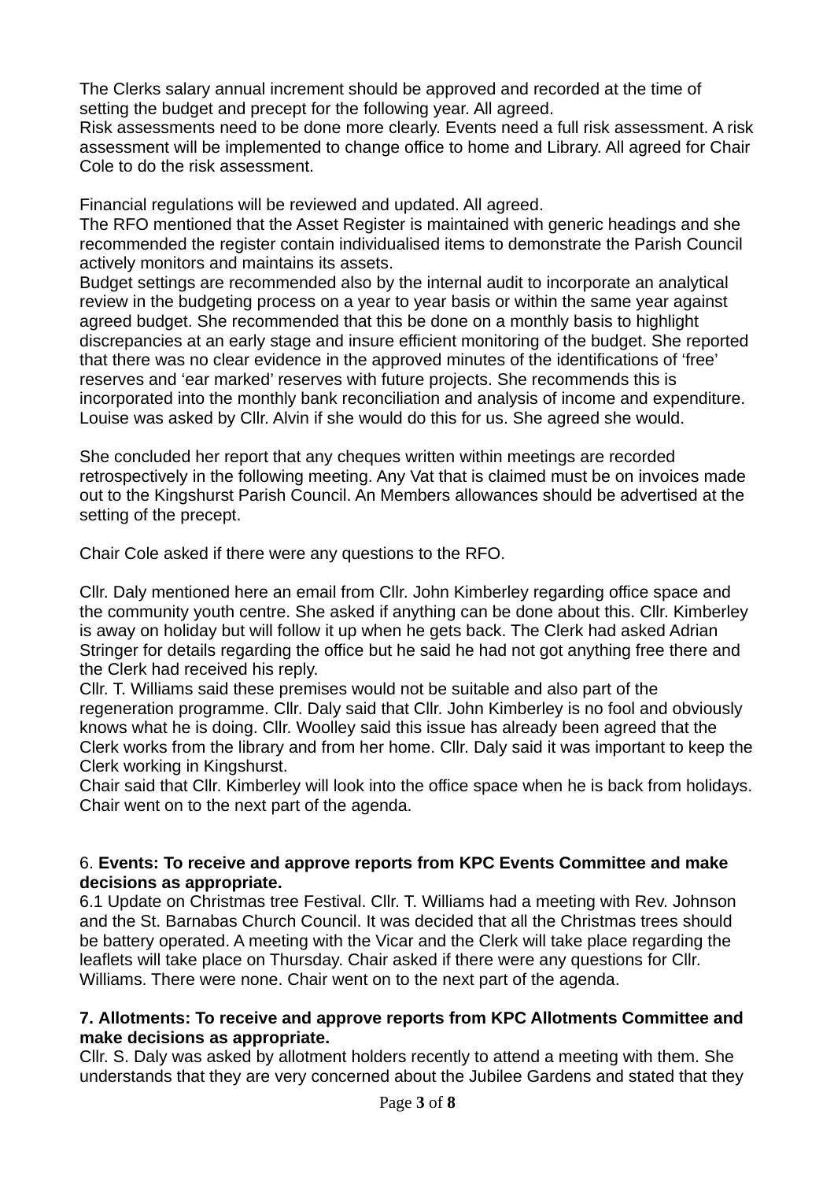The Clerks salary annual increment should be approved and recorded at the time of setting the budget and precept for the following year. All agreed.
Risk assessments need to be done more clearly. Events need a full risk assessment. A risk assessment will be implemented to change office to home and Library. All agreed for Chair Cole to do the risk assessment.

Financial regulations will be reviewed and updated. All agreed.
The RFO mentioned that the Asset Register is maintained with generic headings and she recommended the register contain individualised items to demonstrate the Parish Council actively monitors and maintains its assets.
Budget settings are recommended also by the internal audit to incorporate an analytical review in the budgeting process on a year to year basis or within the same year against agreed budget. She recommended that this be done on a monthly basis to highlight discrepancies at an early stage and insure efficient monitoring of the budget. She reported that there was no clear evidence in the approved minutes of the identifications of 'free' reserves and 'ear marked' reserves with future projects. She recommends this is incorporated into the monthly bank reconciliation and analysis of income and expenditure. Louise was asked by Cllr. Alvin if she would do this for us. She agreed she would.

She concluded her report that any cheques written within meetings are recorded retrospectively in the following meeting. Any Vat that is claimed must be on invoices made out to the Kingshurst Parish Council. An Members allowances should be advertised at the setting of the precept.

Chair Cole asked if there were any questions to the RFO.

Cllr. Daly mentioned here an email from Cllr. John Kimberley regarding office space and the community youth centre. She asked if anything can be done about this. Cllr. Kimberley is away on holiday but will follow it up when he gets back. The Clerk had asked Adrian Stringer for details regarding the office but he said he had not got anything free there and the Clerk had received his reply.
Cllr. T. Williams said these premises would not be suitable and also part of the regeneration programme. Cllr. Daly said that Cllr. John Kimberley is no fool and obviously knows what he is doing. Cllr. Woolley said this issue has already been agreed that the Clerk works from the library and from her home. Cllr. Daly said it was important to keep the Clerk working in Kingshurst.
Chair said that Cllr. Kimberley will look into the office space when he is back from holidays. Chair went on to the next part of the agenda.

6. **Events: To receive and approve reports from KPC Events Committee and make decisions as appropriate.**
6.1 Update on Christmas tree Festival. Cllr. T. Williams had a meeting with Rev. Johnson and the St. Barnabas Church Council. It was decided that all the Christmas trees should be battery operated. A meeting with the Vicar and the Clerk will take place regarding the leaflets will take place on Thursday. Chair asked if there were any questions for Cllr. Williams. There were none. Chair went on to the next part of the agenda.

**7. Allotments: To receive and approve reports from KPC Allotments Committee and make decisions as appropriate.**
Cllr. S. Daly was asked by allotment holders recently to attend a meeting with them. She understands that they are very concerned about the Jubilee Gardens and stated that they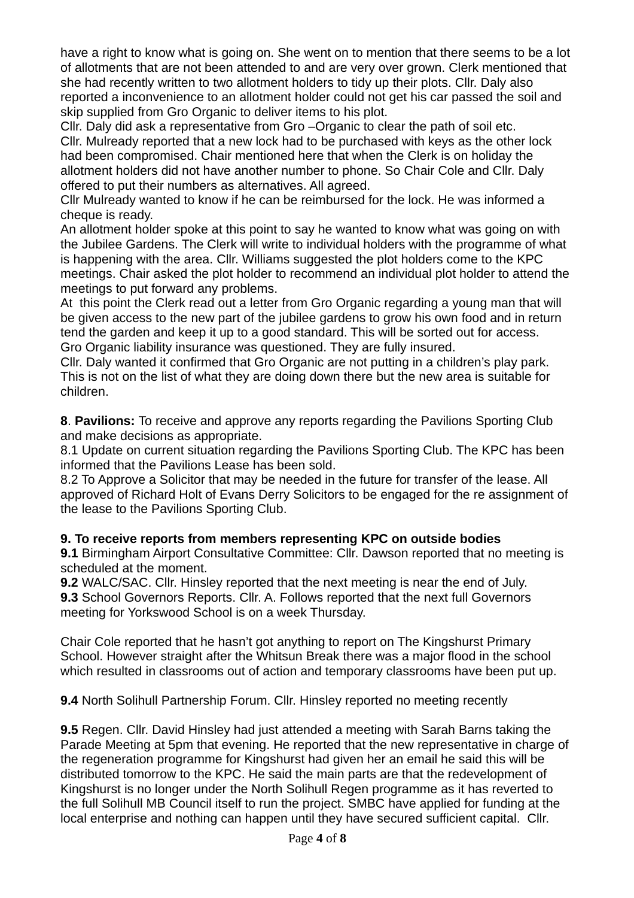have a right to know what is going on. She went on to mention that there seems to be a lot of allotments that are not been attended to and are very over grown. Clerk mentioned that she had recently written to two allotment holders to tidy up their plots. Cllr. Daly also reported a inconvenience to an allotment holder could not get his car passed the soil and skip supplied from Gro Organic to deliver items to his plot.
Cllr. Daly did ask a representative from Gro –Organic to clear the path of soil etc.
Cllr. Mulready reported that a new lock had to be purchased with keys as the other lock had been compromised. Chair mentioned here that when the Clerk is on holiday the allotment holders did not have another number to phone. So Chair Cole and Cllr. Daly offered to put their numbers as alternatives. All agreed.
Cllr Mulready wanted to know if he can be reimbursed for the lock. He was informed a cheque is ready.
An allotment holder spoke at this point to say he wanted to know what was going on with the Jubilee Gardens. The Clerk will write to individual holders with the programme of what is happening with the area. Cllr. Williams suggested the plot holders come to the KPC meetings. Chair asked the plot holder to recommend an individual plot holder to attend the meetings to put forward any problems.
At this point the Clerk read out a letter from Gro Organic regarding a young man that will be given access to the new part of the jubilee gardens to grow his own food and in return tend the garden and keep it up to a good standard. This will be sorted out for access.
Gro Organic liability insurance was questioned. They are fully insured.
Cllr. Daly wanted it confirmed that Gro Organic are not putting in a children's play park. This is not on the list of what they are doing down there but the new area is suitable for children.

**8**. **Pavilions:** To receive and approve any reports regarding the Pavilions Sporting Club and make decisions as appropriate.
8.1 Update on current situation regarding the Pavilions Sporting Club. The KPC has been informed that the Pavilions Lease has been sold.
8.2 To Approve a Solicitor that may be needed in the future for transfer of the lease. All approved of Richard Holt of Evans Derry Solicitors to be engaged for the re assignment of the lease to the Pavilions Sporting Club.

**9. To receive reports from members representing KPC on outside bodies**
**9.1** Birmingham Airport Consultative Committee: Cllr. Dawson reported that no meeting is scheduled at the moment.
**9.2** WALC/SAC. Cllr. Hinsley reported that the next meeting is near the end of July.
**9.3** School Governors Reports. Cllr. A. Follows reported that the next full Governors meeting for Yorkswood School is on a week Thursday.

Chair Cole reported that he hasn't got anything to report on The Kingshurst Primary School. However straight after the Whitsun Break there was a major flood in the school which resulted in classrooms out of action and temporary classrooms have been put up.

**9.4** North Solihull Partnership Forum. Cllr. Hinsley reported no meeting recently

**9.5** Regen. Cllr. David Hinsley had just attended a meeting with Sarah Barns taking the Parade Meeting at 5pm that evening. He reported that the new representative in charge of the regeneration programme for Kingshurst had given her an email he said this will be distributed tomorrow to the KPC. He said the main parts are that the redevelopment of Kingshurst is no longer under the North Solihull Regen programme as it has reverted to the full Solihull MB Council itself to run the project. SMBC have applied for funding at the local enterprise and nothing can happen until they have secured sufficient capital. Cllr.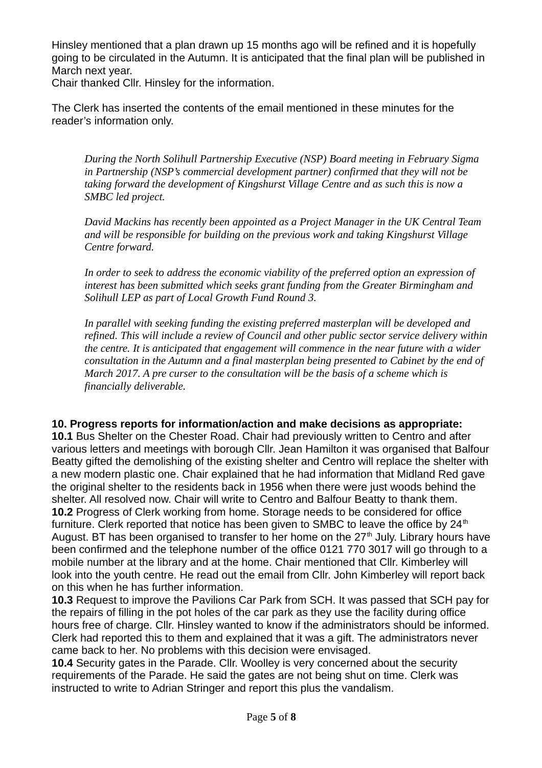Hinsley mentioned that a plan drawn up 15 months ago will be refined and it is hopefully going to be circulated in the Autumn. It is anticipated that the final plan will be published in March next year.
Chair thanked Cllr. Hinsley for the information.

The Clerk has inserted the contents of the email mentioned in these minutes for the reader's information only.

> *During the North Solihull Partnership Executive (NSP) Board meeting in February Sigma in Partnership (NSP's commercial development partner) confirmed that they will not be taking forward the development of Kingshurst Village Centre and as such this is now a SMBC led project.*
>
> *David Mackins has recently been appointed as a Project Manager in the UK Central Team and will be responsible for building on the previous work and taking Kingshurst Village Centre forward.*
>
> *In order to seek to address the economic viability of the preferred option an expression of interest has been submitted which seeks grant funding from the Greater Birmingham and Solihull LEP as part of Local Growth Fund Round 3.*
>
> *In parallel with seeking funding the existing preferred masterplan will be developed and refined. This will include a review of Council and other public sector service delivery within the centre. It is anticipated that engagement will commence in the near future with a wider consultation in the Autumn and a final masterplan being presented to Cabinet by the end of March 2017. A pre curser to the consultation will be the basis of a scheme which is financially deliverable.*

**10. Progress reports for information/action and make decisions as appropriate:**

**10.1** Bus Shelter on the Chester Road. Chair had previously written to Centro and after various letters and meetings with borough Cllr. Jean Hamilton it was organised that Balfour Beatty gifted the demolishing of the existing shelter and Centro will replace the shelter with a new modern plastic one. Chair explained that he had information that Midland Red gave the original shelter to the residents back in 1956 when there were just woods behind the shelter. All resolved now. Chair will write to Centro and Balfour Beatty to thank them.

**10.2** Progress of Clerk working from home. Storage needs to be considered for office furniture. Clerk reported that notice has been given to SMBC to leave the office by 24th August. BT has been organised to transfer to her home on the 27th July. Library hours have been confirmed and the telephone number of the office 0121 770 3017 will go through to a mobile number at the library and at the home. Chair mentioned that Cllr. Kimberley will look into the youth centre. He read out the email from Cllr. John Kimberley will report back on this when he has further information.

**10.3** Request to improve the Pavilions Car Park from SCH. It was passed that SCH pay for the repairs of filling in the pot holes of the car park as they use the facility during office hours free of charge. Cllr. Hinsley wanted to know if the administrators should be informed. Clerk had reported this to them and explained that it was a gift. The administrators never came back to her. No problems with this decision were envisaged.

**10.4** Security gates in the Parade. Cllr. Woolley is very concerned about the security requirements of the Parade. He said the gates are not being shut on time. Clerk was instructed to write to Adrian Stringer and report this plus the vandalism.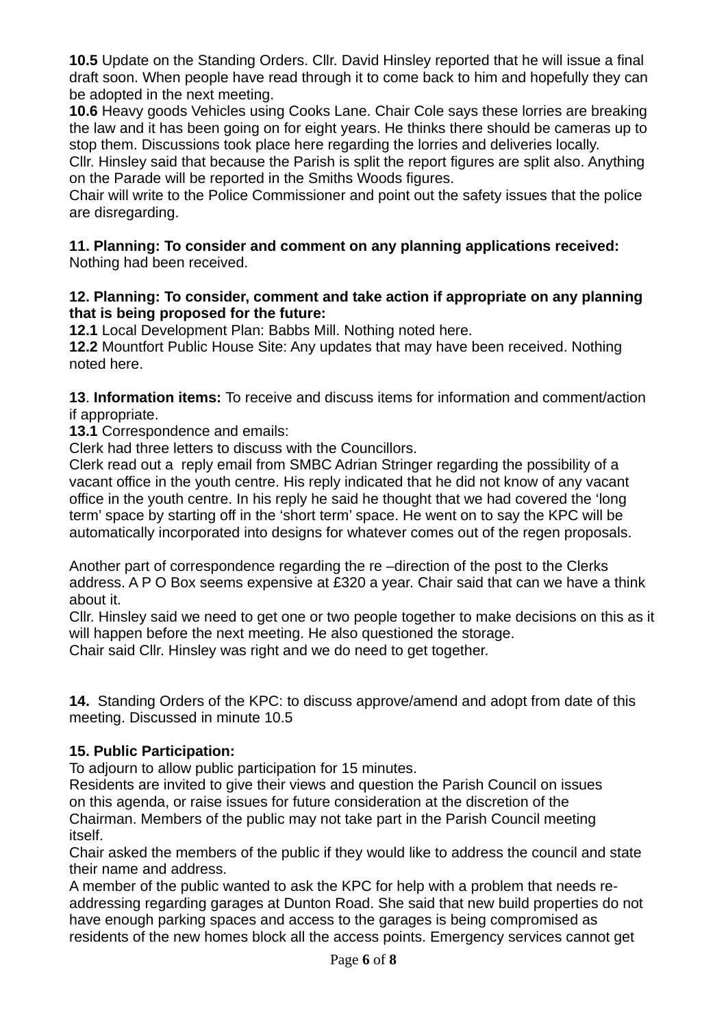**10.5** Update on the Standing Orders. Cllr. David Hinsley reported that he will issue a final draft soon. When people have read through it to come back to him and hopefully they can be adopted in the next meeting.

**10.6** Heavy goods Vehicles using Cooks Lane. Chair Cole says these lorries are breaking the law and it has been going on for eight years. He thinks there should be cameras up to stop them. Discussions took place here regarding the lorries and deliveries locally.

Cllr. Hinsley said that because the Parish is split the report figures are split also. Anything on the Parade will be reported in the Smiths Woods figures.

Chair will write to the Police Commissioner and point out the safety issues that the police are disregarding.

**11. Planning: To consider and comment on any planning applications received:**
Nothing had been received.

**12. Planning: To consider, comment and take action if appropriate on any planning that is being proposed for the future:**

**12.1** Local Development Plan: Babbs Mill. Nothing noted here.

**12.2** Mountfort Public House Site: Any updates that may have been received. Nothing noted here.

**13**. **Information items:** To receive and discuss items for information and comment/action if appropriate.

**13.1** Correspondence and emails:

Clerk had three letters to discuss with the Councillors.

Clerk read out a reply email from SMBC Adrian Stringer regarding the possibility of a vacant office in the youth centre. His reply indicated that he did not know of any vacant office in the youth centre. In his reply he said he thought that we had covered the 'long term' space by starting off in the 'short term' space. He went on to say the KPC will be automatically incorporated into designs for whatever comes out of the regen proposals.

Another part of correspondence regarding the re –direction of the post to the Clerks address. A P O Box seems expensive at £320 a year. Chair said that can we have a think about it.

Cllr. Hinsley said we need to get one or two people together to make decisions on this as it will happen before the next meeting. He also questioned the storage.

Chair said Cllr. Hinsley was right and we do need to get together.

**14.** Standing Orders of the KPC: to discuss approve/amend and adopt from date of this meeting. Discussed in minute 10.5

**15. Public Participation:**

To adjourn to allow public participation for 15 minutes.

Residents are invited to give their views and question the Parish Council on issues on this agenda, or raise issues for future consideration at the discretion of the Chairman. Members of the public may not take part in the Parish Council meeting itself.

Chair asked the members of the public if they would like to address the council and state their name and address.

A member of the public wanted to ask the KPC for help with a problem that needs re-addressing regarding garages at Dunton Road. She said that new build properties do not have enough parking spaces and access to the garages is being compromised as residents of the new homes block all the access points. Emergency services cannot get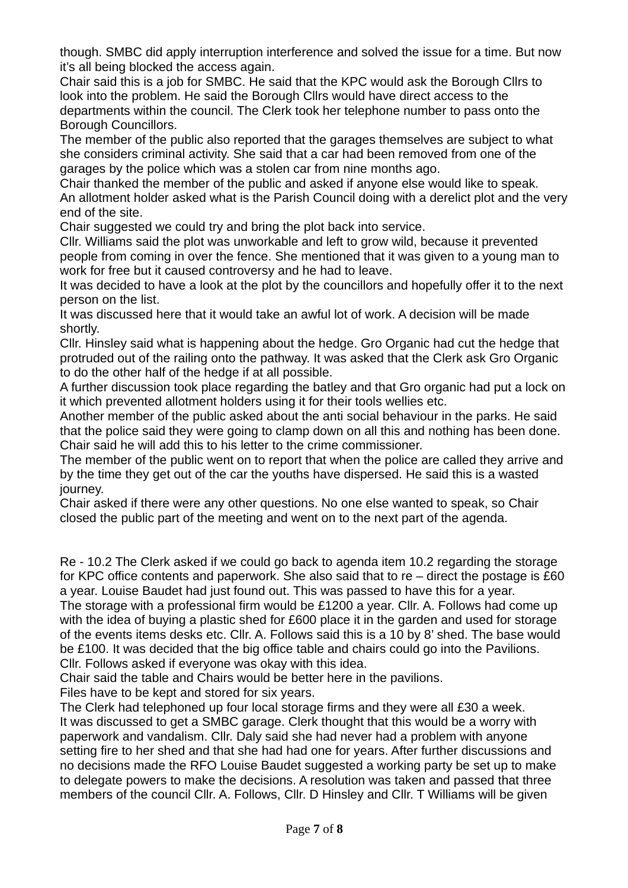though. SMBC did apply interruption interference and solved the issue for a time. But now it's all being blocked the access again.

Chair said this is a job for SMBC. He said that the KPC would ask the Borough Cllrs to look into the problem. He said the Borough Cllrs would have direct access to the departments within the council. The Clerk took her telephone number to pass onto the Borough Councillors.

The member of the public also reported that the garages themselves are subject to what she considers criminal activity. She said that a car had been removed from one of the garages by the police which was a stolen car from nine months ago.

Chair thanked the member of the public and asked if anyone else would like to speak.

An allotment holder asked what is the Parish Council doing with a derelict plot and the very end of the site.

Chair suggested we could try and bring the plot back into service.

Cllr. Williams said the plot was unworkable and left to grow wild, because it prevented people from coming in over the fence. She mentioned that it was given to a young man to work for free but it caused controversy and he had to leave.

It was decided to have a look at the plot by the councillors and hopefully offer it to the next person on the list.

It was discussed here that it would take an awful lot of work. A decision will be made shortly.

Cllr. Hinsley said what is happening about the hedge. Gro Organic had cut the hedge that protruded out of the railing onto the pathway. It was asked that the Clerk ask Gro Organic to do the other half of the hedge if at all possible.

A further discussion took place regarding the batley and that Gro organic had put a lock on it which prevented allotment holders using it for their tools wellies etc.

Another member of the public asked about the anti social behaviour in the parks. He said that the police said they were going to clamp down on all this and nothing has been done. Chair said he will add this to his letter to the crime commissioner.

The member of the public went on to report that when the police are called they arrive and by the time they get out of the car the youths have dispersed. He said this is a wasted journey.

Chair asked if there were any other questions. No one else wanted to speak, so Chair closed the public part of the meeting and went on to the next part of the agenda.

Re - 10.2 The Clerk asked if we could go back to agenda item 10.2 regarding the storage for KPC office contents and paperwork. She also said that to re – direct the postage is £60 a year. Louise Baudet had just found out. This was passed to have this for a year.

The storage with a professional firm would be £1200 a year. Cllr. A. Follows had come up with the idea of buying a plastic shed for £600 place it in the garden and used for storage of the events items desks etc. Cllr. A. Follows said this is a 10 by 8' shed. The base would be £100. It was decided that the big office table and chairs could go into the Pavilions. Cllr. Follows asked if everyone was okay with this idea.

Chair said the table and Chairs would be better here in the pavilions.

Files have to be kept and stored for six years.

The Clerk had telephoned up four local storage firms and they were all £30 a week.

It was discussed to get a SMBC garage. Clerk thought that this would be a worry with paperwork and vandalism. Cllr. Daly said she had never had a problem with anyone setting fire to her shed and that she had had one for years. After further discussions and no decisions made the RFO Louise Baudet suggested a working party be set up to make to delegate powers to make the decisions. A resolution was taken and passed that three members of the council Cllr. A. Follows, Cllr. D Hinsley and Cllr. T Williams will be given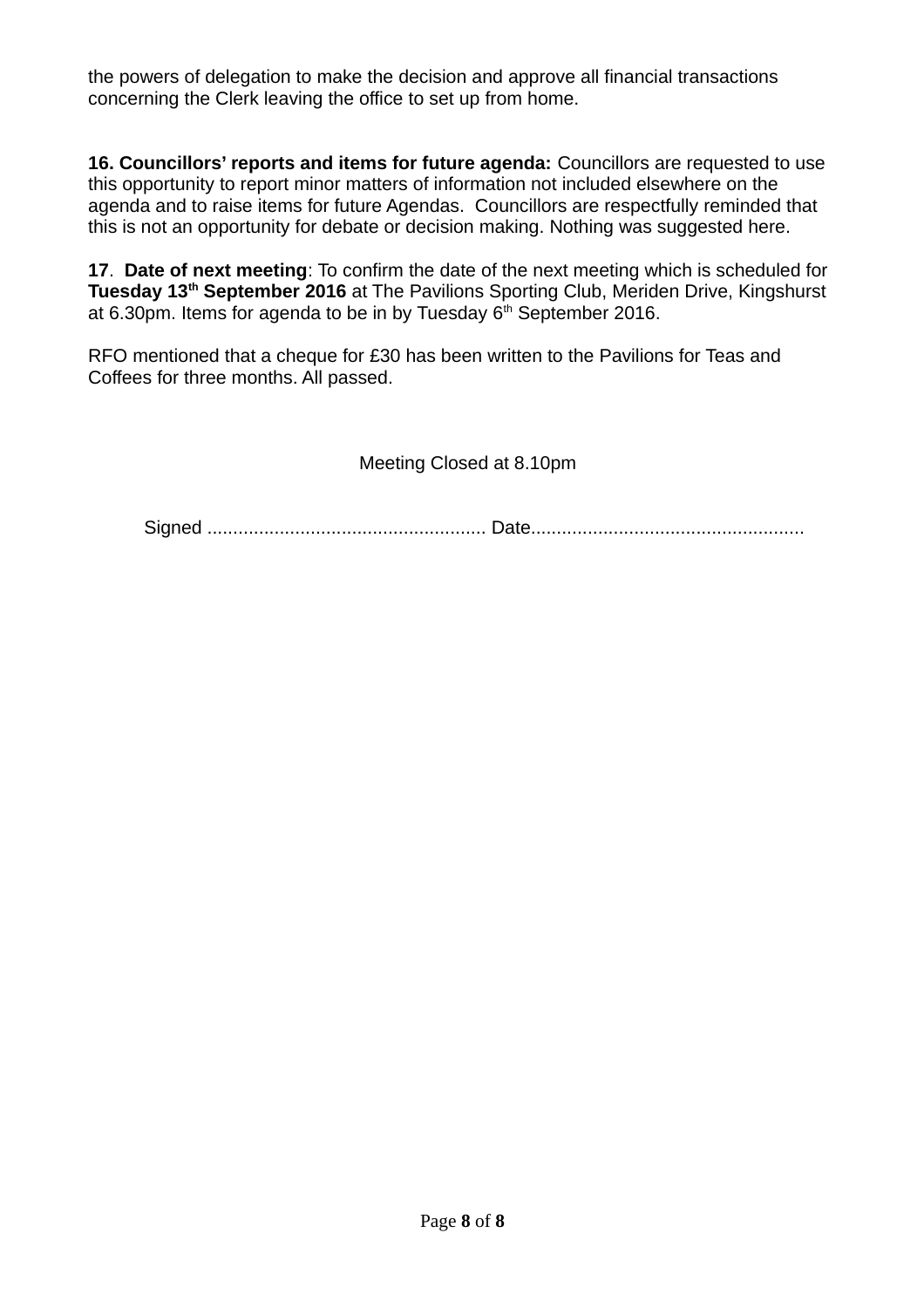the powers of delegation to make the decision and approve all financial transactions concerning the Clerk leaving the office to set up from home.

**16. Councillors' reports and items for future agenda:** Councillors are requested to use this opportunity to report minor matters of information not included elsewhere on the agenda and to raise items for future Agendas. Councillors are respectfully reminded that this is not an opportunity for debate or decision making. Nothing was suggested here.

**17**. **Date of next meeting**: To confirm the date of the next meeting which is scheduled for **Tuesday 13th September 2016** at The Pavilions Sporting Club, Meriden Drive, Kingshurst at 6.30pm. Items for agenda to be in by Tuesday 6th September 2016.

RFO mentioned that a cheque for £30 has been written to the Pavilions for Teas and Coffees for three months. All passed.

Meeting Closed at 8.10pm

Signed ...................................................... Date.....................................................